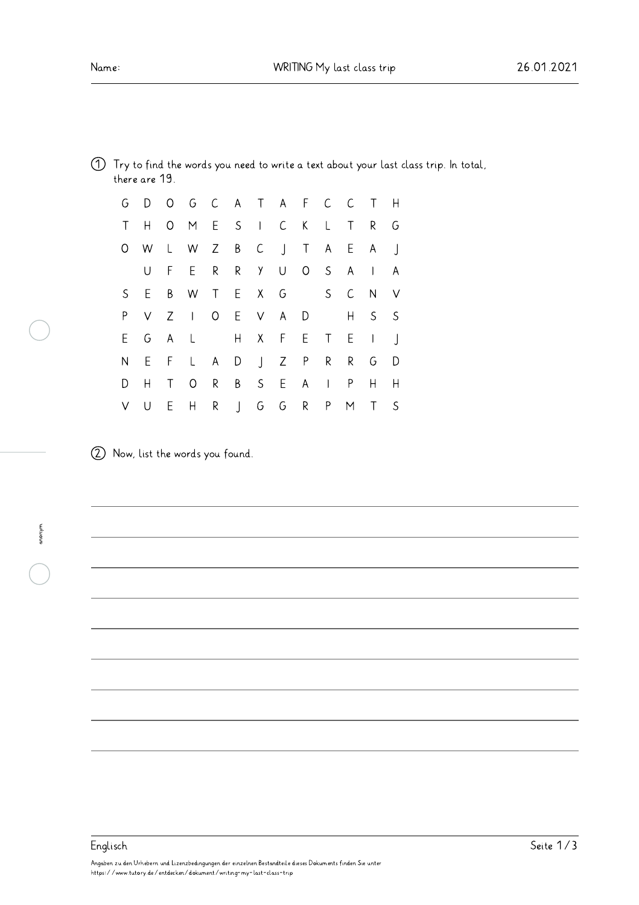Name:

# WRITING My last class trip

26.01.2021

① Try to find the words you need to write a text about your last class trip. In total, there are 19.

| G | D | O | G | C | A | T | A | F | C | C | T | H |
|---|---|---|---|---|---|---|---|---|---|---|---|---|
| T | H | O | M | E | S | I | C | K | L | T | R | G |
| O | W | L | W | Z | B | C | J | T | A | E | A | J |
|  | U | F | E | R | R | Y | U | O | S | A | I | A |
| S | E | B | W | T | E | X | G |  | S | C | N | V |
| P | V | Z | I | O | E | V | A | D |  | H | S | S |
| E | G | A | L |  | H | X | F | E | T | E | I | J |
| N | E | F | L | A | D | J | Z | P | R | R | G | D |
| D | H | T | O | R | B | S | E | A | I | P | H | H |
| V | U | E | H | R | J | G | G | R | P | M | T | S |

② Now, list the words you found.

______________________________________________

______________________________________________

______________________________________________

______________________________________________

______________________________________________

______________________________________________

______________________________________________

______________________________________________

______________________________________________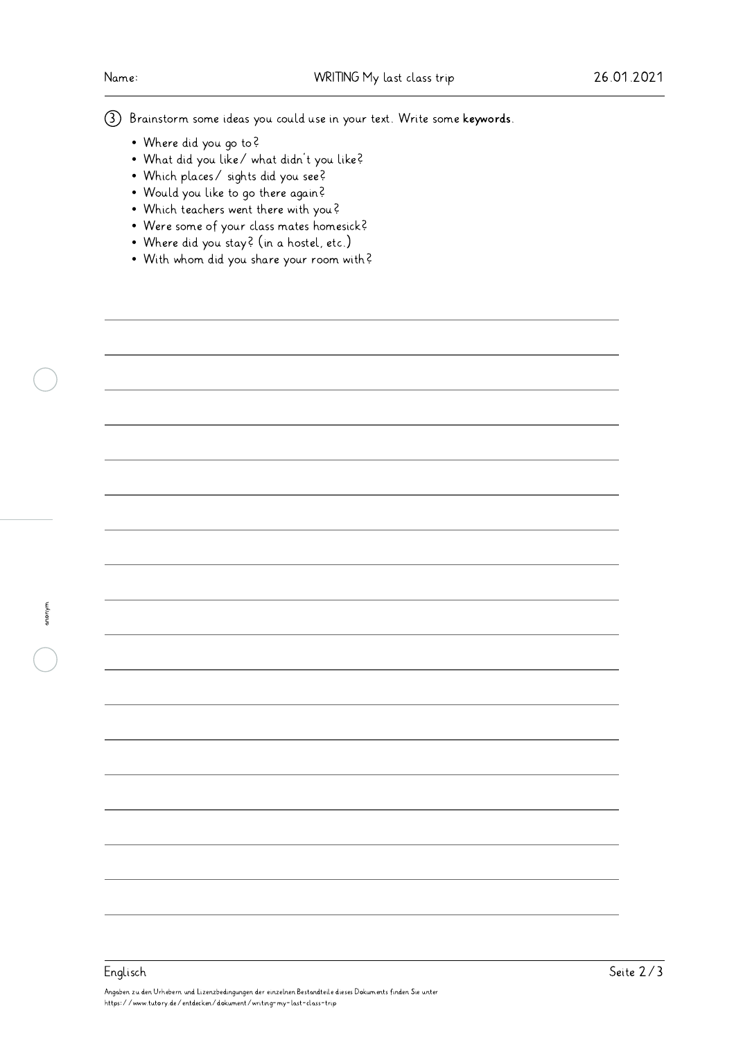③ Brainstorm some ideas you could use in your text. Write some **keywords**.

- Where did you go to?
- What did you like/ what didn't you like?
- Which places/ sights did you see?
- Would you like to go there again?
- Which teachers went there with you?
- Were some of your class mates homesick?
- Where did you stay? (in a hostel, etc.)
- With whom did you share your room with?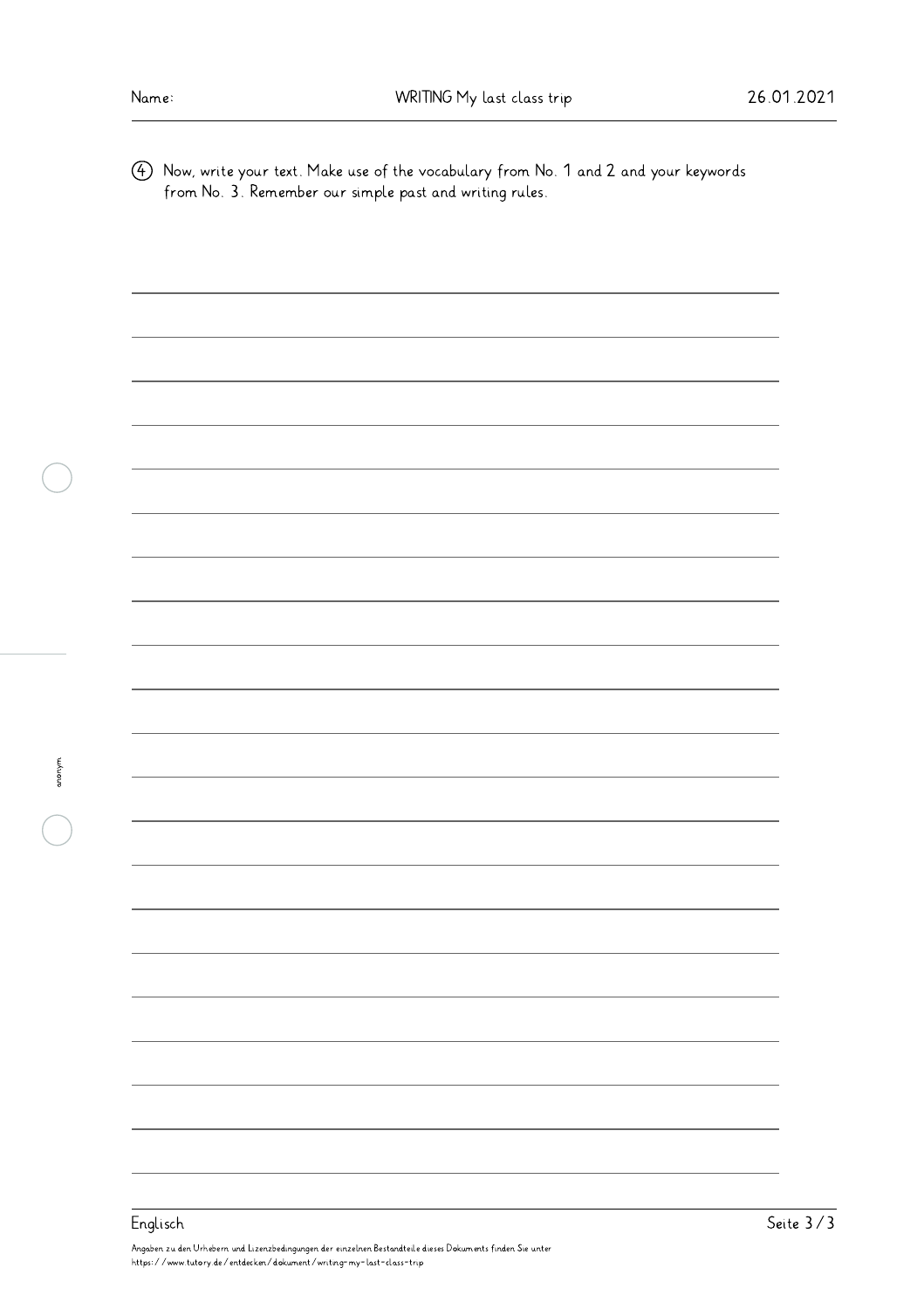4) Now, write your text. Make use of the vocabulary from No. 1 and 2 and your keywords from No. 3. Remember our simple past and writing rules.

Angaben zu den Urhebern und Lizenzbedingungen der einzelnen Bestandteile dieses Dokuments finden Sie unter https://www.tutory.de/entdecken/dokument/writing-my-last-class-trip